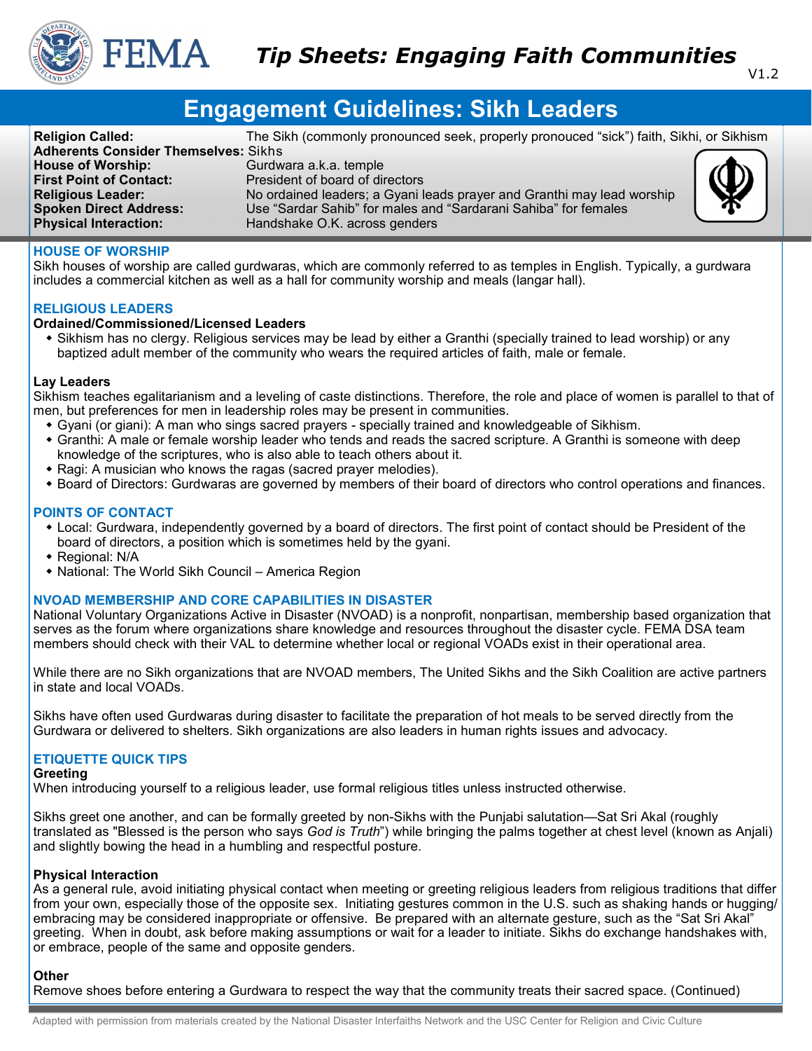FEMA

# Tip Sheets: Engaging Faith Communities

V1.2

## Engagement Guidelines: Sikh Leaders

| | |
|---|---|
| **Religion Called:** | The Sikh (commonly pronounced seek, properly pronouced "sick") faith, Sikhi, or Sikhism |
| **Adherents Consider Themselves:** | Sikhs |
| **House of Worship:** | Gurdwara a.k.a. temple |
| **First Point of Contact:** | President of board of directors |
| **Religious Leader:** | No ordained leaders; a Gyani leads prayer and Granthi may lead worship |
| **Spoken Direct Address:** | Use "Sardar Sahib" for males and "Sardarani Sahiba" for females |
| **Physical Interaction:** | Handshake O.K. across genders |

### HOUSE OF WORSHIP

Sikh houses of worship are called gurdwaras, which are commonly referred to as temples in English. Typically, a gurdwara includes a commercial kitchen as well as a hall for community worship and meals (langar hall).

### RELIGIOUS LEADERS

**Ordained/Commissioned/Licensed Leaders**

- Sikhism has no clergy. Religious services may be lead by either a Granthi (specially trained to lead worship) or any baptized adult member of the community who wears the required articles of faith, male or female.

**Lay Leaders**

Sikhism teaches egalitarianism and a leveling of caste distinctions. Therefore, the role and place of women is parallel to that of men, but preferences for men in leadership roles may be present in communities.

- Gyani (or giani): A man who sings sacred prayers - specially trained and knowledgeable of Sikhism.
- Granthi: A male or female worship leader who tends and reads the sacred scripture. A Granthi is someone with deep knowledge of the scriptures, who is also able to teach others about it.
- Ragi: A musician who knows the ragas (sacred prayer melodies).
- Board of Directors: Gurdwaras are governed by members of their board of directors who control operations and finances.

### POINTS OF CONTACT

- Local: Gurdwara, independently governed by a board of directors. The first point of contact should be President of the board of directors, a position which is sometimes held by the gyani.
- Regional: N/A
- National: The World Sikh Council – America Region

### NVOAD MEMBERSHIP AND CORE CAPABILITIES IN DISASTER

National Voluntary Organizations Active in Disaster (NVOAD) is a nonprofit, nonpartisan, membership based organization that serves as the forum where organizations share knowledge and resources throughout the disaster cycle. FEMA DSA team members should check with their VAL to determine whether local or regional VOADs exist in their operational area.

While there are no Sikh organizations that are NVOAD members, The United Sikhs and the Sikh Coalition are active partners in state and local VOADs.

Sikhs have often used Gurdwaras during disaster to facilitate the preparation of hot meals to be served directly from the Gurdwara or delivered to shelters. Sikh organizations are also leaders in human rights issues and advocacy.

### ETIQUETTE QUICK TIPS

**Greeting**

When introducing yourself to a religious leader, use formal religious titles unless instructed otherwise.

Sikhs greet one another, and can be formally greeted by non-Sikhs with the Punjabi salutation—Sat Sri Akal (roughly translated as "Blessed is the person who says *God is Truth*") while bringing the palms together at chest level (known as Anjali) and slightly bowing the head in a humbling and respectful posture.

**Physical Interaction**

As a general rule, avoid initiating physical contact when meeting or greeting religious leaders from religious traditions that differ from your own, especially those of the opposite sex. Initiating gestures common in the U.S. such as shaking hands or hugging/embracing may be considered inappropriate or offensive. Be prepared with an alternate gesture, such as the "Sat Sri Akal" greeting. When in doubt, ask before making assumptions or wait for a leader to initiate. Sikhs do exchange handshakes with, or embrace, people of the same and opposite genders.

**Other**

Remove shoes before entering a Gurdwara to respect the way that the community treats their sacred space. (Continued)

Adapted with permission from materials created by the National Disaster Interfaiths Network and the USC Center for Religion and Civic Culture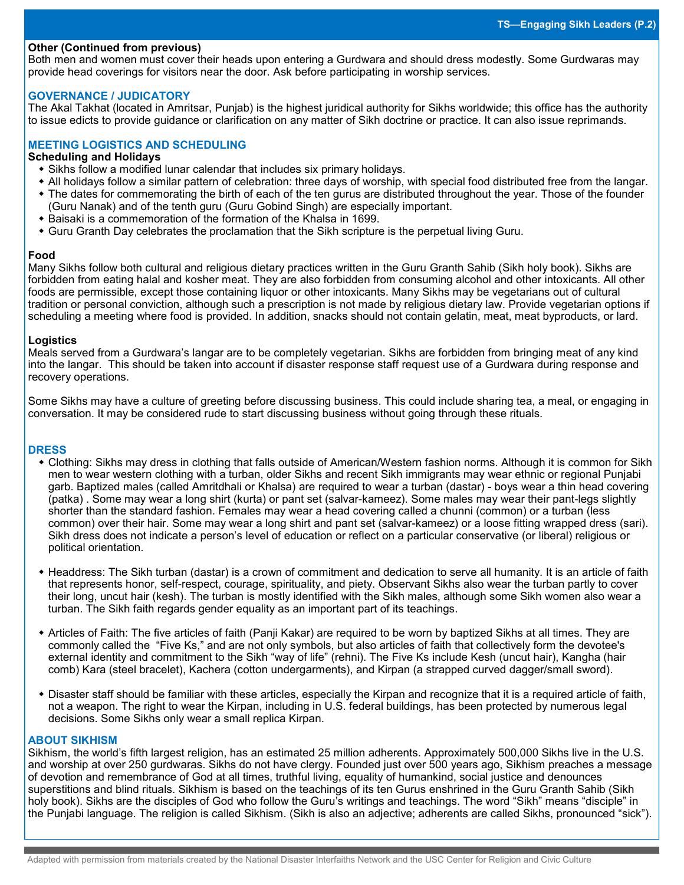**Other (Continued from previous)**

Both men and women must cover their heads upon entering a Gurdwara and should dress modestly. Some Gurdwaras may provide head coverings for visitors near the door. Ask before participating in worship services.

## GOVERNANCE / JUDICATORY

The Akal Takhat (located in Amritsar, Punjab) is the highest juridical authority for Sikhs worldwide; this office has the authority to issue edicts to provide guidance or clarification on any matter of Sikh doctrine or practice. It can also issue reprimands.

## MEETING LOGISTICS AND SCHEDULING

**Scheduling and Holidays**

- Sikhs follow a modified lunar calendar that includes six primary holidays.
- All holidays follow a similar pattern of celebration: three days of worship, with special food distributed free from the langar.
- The dates for commemorating the birth of each of the ten gurus are distributed throughout the year. Those of the founder (Guru Nanak) and of the tenth guru (Guru Gobind Singh) are especially important.
- Baisaki is a commemoration of the formation of the Khalsa in 1699.
- Guru Granth Day celebrates the proclamation that the Sikh scripture is the perpetual living Guru.

**Food**

Many Sikhs follow both cultural and religious dietary practices written in the Guru Granth Sahib (Sikh holy book). Sikhs are forbidden from eating halal and kosher meat. They are also forbidden from consuming alcohol and other intoxicants. All other foods are permissible, except those containing liquor or other intoxicants. Many Sikhs may be vegetarians out of cultural tradition or personal conviction, although such a prescription is not made by religious dietary law. Provide vegetarian options if scheduling a meeting where food is provided. In addition, snacks should not contain gelatin, meat, meat byproducts, or lard.

**Logistics**

Meals served from a Gurdwara's langar are to be completely vegetarian. Sikhs are forbidden from bringing meat of any kind into the langar. This should be taken into account if disaster response staff request use of a Gurdwara during response and recovery operations.

Some Sikhs may have a culture of greeting before discussing business. This could include sharing tea, a meal, or engaging in conversation. It may be considered rude to start discussing business without going through these rituals.

## DRESS

- Clothing: Sikhs may dress in clothing that falls outside of American/Western fashion norms. Although it is common for Sikh men to wear western clothing with a turban, older Sikhs and recent Sikh immigrants may wear ethnic or regional Punjabi garb. Baptized males (called Amritdhali or Khalsa) are required to wear a turban (dastar) - boys wear a thin head covering (patka) . Some may wear a long shirt (kurta) or pant set (salvar-kameez). Some males may wear their pant-legs slightly shorter than the standard fashion. Females may wear a head covering called a chunni (common) or a turban (less common) over their hair. Some may wear a long shirt and pant set (salvar-kameez) or a loose fitting wrapped dress (sari). Sikh dress does not indicate a person's level of education or reflect on a particular conservative (or liberal) religious or political orientation.

- Headdress: The Sikh turban (dastar) is a crown of commitment and dedication to serve all humanity. It is an article of faith that represents honor, self-respect, courage, spirituality, and piety. Observant Sikhs also wear the turban partly to cover their long, uncut hair (kesh). The turban is mostly identified with the Sikh males, although some Sikh women also wear a turban. The Sikh faith regards gender equality as an important part of its teachings.

- Articles of Faith: The five articles of faith (Panji Kakar) are required to be worn by baptized Sikhs at all times. They are commonly called the "Five Ks," and are not only symbols, but also articles of faith that collectively form the devotee's external identity and commitment to the Sikh "way of life" (rehni). The Five Ks include Kesh (uncut hair), Kangha (hair comb) Kara (steel bracelet), Kachera (cotton undergarments), and Kirpan (a strapped curved dagger/small sword).

- Disaster staff should be familiar with these articles, especially the Kirpan and recognize that it is a required article of faith, not a weapon. The right to wear the Kirpan, including in U.S. federal buildings, has been protected by numerous legal decisions. Some Sikhs only wear a small replica Kirpan.

## ABOUT SIKHISM

Sikhism, the world's fifth largest religion, has an estimated 25 million adherents. Approximately 500,000 Sikhs live in the U.S. and worship at over 250 gurdwaras. Sikhs do not have clergy. Founded just over 500 years ago, Sikhism preaches a message of devotion and remembrance of God at all times, truthful living, equality of humankind, social justice and denounces superstitions and blind rituals. Sikhism is based on the teachings of its ten Gurus enshrined in the Guru Granth Sahib (Sikh holy book). Sikhs are the disciples of God who follow the Guru's writings and teachings. The word "Sikh" means "disciple" in the Punjabi language. The religion is called Sikhism. (Sikh is also an adjective; adherents are called Sikhs, pronounced "sick").

Adapted with permission from materials created by the National Disaster Interfaiths Network and the USC Center for Religion and Civic Culture